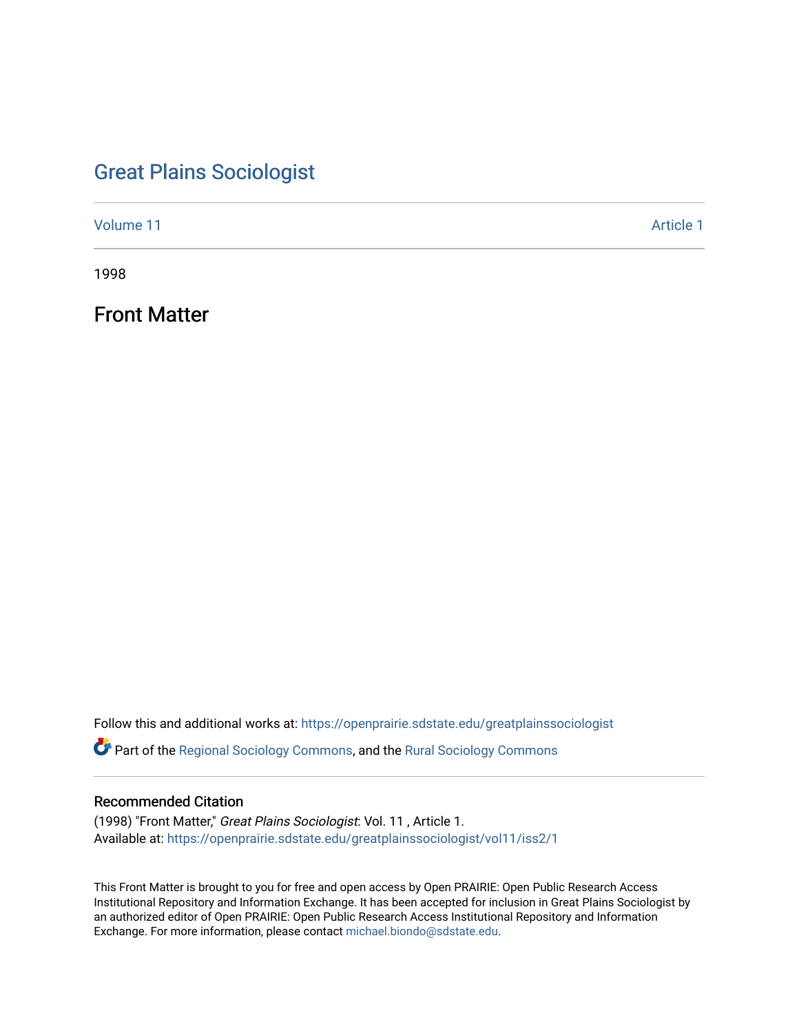# Great Plains Sociologist

Volume 11 | Article 1

1998

## Front Matter

Follow this and additional works at: https://openprairie.sdstate.edu/greatplainssociologist

Part of the Regional Sociology Commons, and the Rural Sociology Commons

### Recommended Citation

(1998) "Front Matter," *Great Plains Sociologist*: Vol. 11 , Article 1.
Available at: https://openprairie.sdstate.edu/greatplainssociologist/vol11/iss2/1

This Front Matter is brought to you for free and open access by Open PRAIRIE: Open Public Research Access Institutional Repository and Information Exchange. It has been accepted for inclusion in Great Plains Sociologist by an authorized editor of Open PRAIRIE: Open Public Research Access Institutional Repository and Information Exchange. For more information, please contact michael.biondo@sdstate.edu.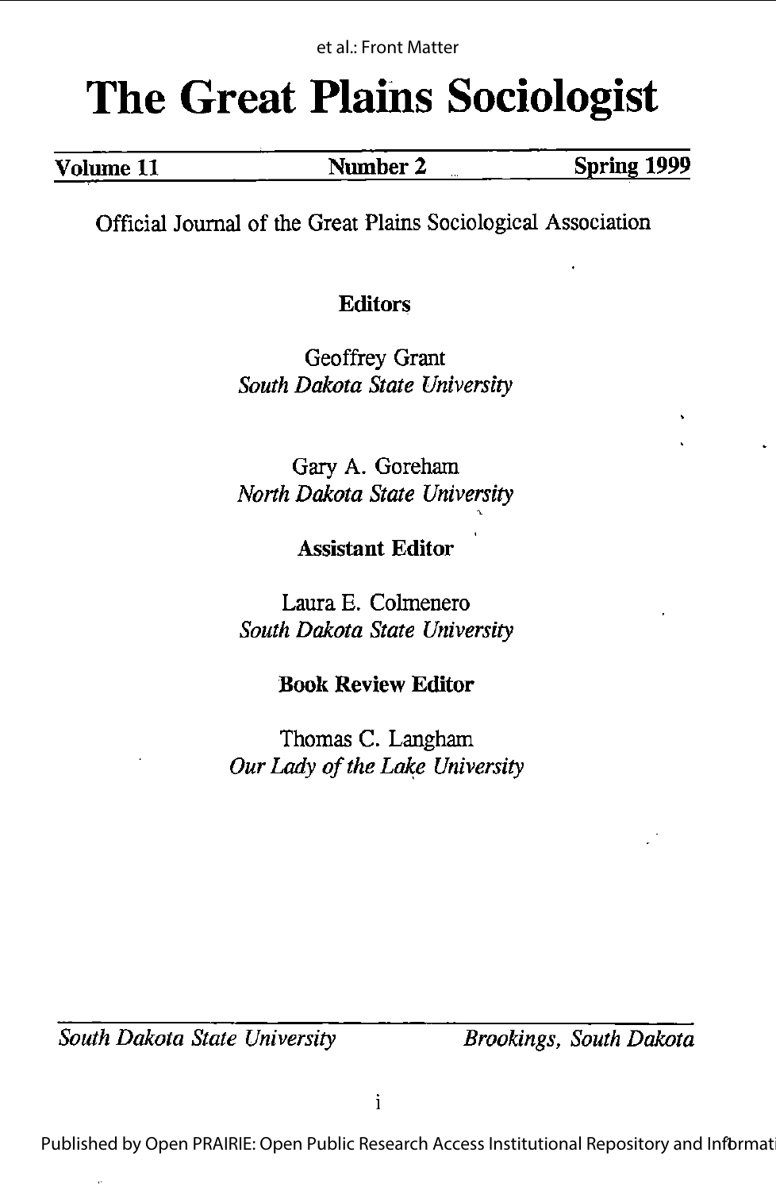# The Great Plains Sociologist

**Volume 11** | **Number 2** | **Spring 1999**

Official Journal of the Great Plains Sociological Association

**Editors**

Geoffrey Grant
*South Dakota State University*

Gary A. Goreham
*North Dakota State University*

**Assistant Editor**

Laura E. Colmenero
*South Dakota State University*

**Book Review Editor**

Thomas C. Langham
*Our Lady of the Lake University*

*South Dakota State University* — *Brookings, South Dakota*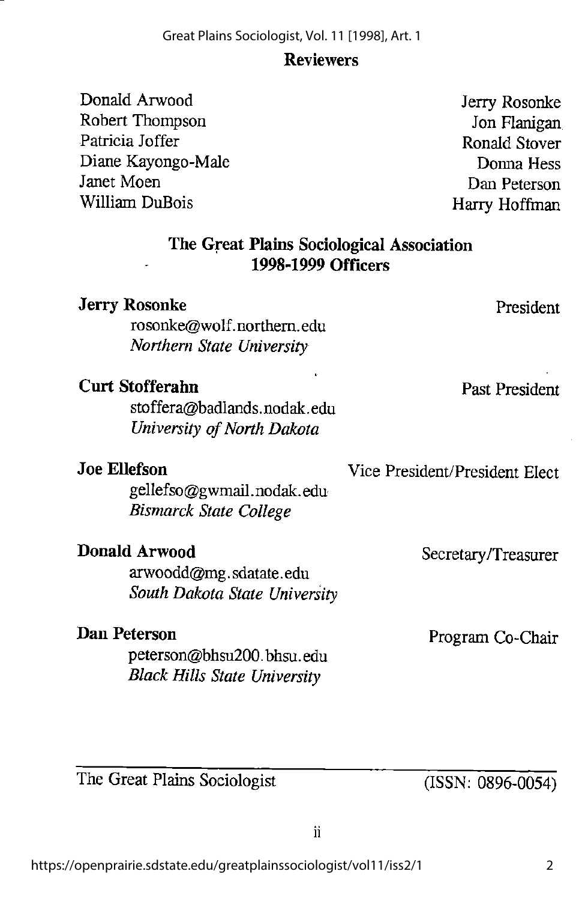## Reviewers

Donald Arwood
Robert Thompson
Patricia Joffer
Diane Kayongo-Male
Janet Moen
William DuBois
Jerry Rosonke
Jon Flanigan
Ronald Stover
Donna Hess
Dan Peterson
Harry Hoffman

## The Great Plains Sociological Association
## 1998-1999 Officers

**Jerry Rosonke** — President
rosonke@wolf.northern.edu
*Northern State University*

**Curt Stofferahn** — Past President
stoffera@badlands.nodak.edu
*University of North Dakota*

**Joe Ellefson** — Vice President/President Elect
gellefso@gwmail.nodak.edu
*Bismarck State College*

**Donald Arwood** — Secretary/Treasurer
arwoodd@mg.sdatate.edu
*South Dakota State University*

**Dan Peterson** — Program Co-Chair
peterson@bhsu200.bhsu.edu
*Black Hills State University*

---

The Great Plains Sociologist (ISSN: 0896-0054)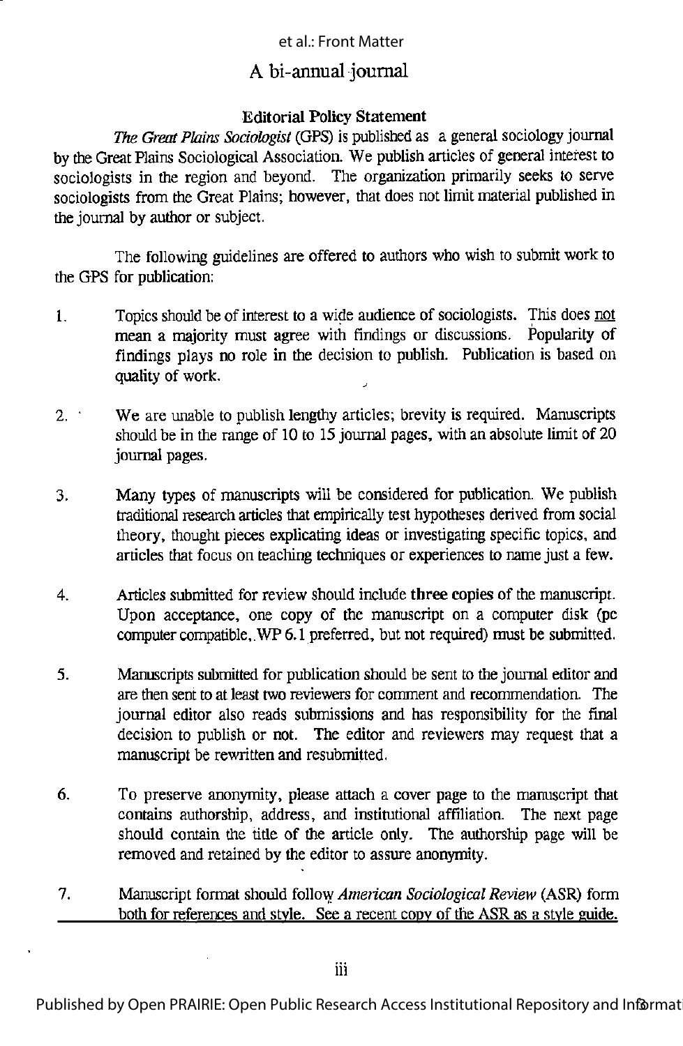# A bi-annual journal

## Editorial Policy Statement

*The Great Plains Sociologist* (GPS) is published as a general sociology journal by the Great Plains Sociological Association. We publish articles of general interest to sociologists in the region and beyond. The organization primarily seeks to serve sociologists from the Great Plains; however, that does not limit material published in the journal by author or subject.

The following guidelines are offered to authors who wish to submit work to the GPS for publication:

1. Topics should be of interest to a wide audience of sociologists. This does not mean a majority must agree with findings or discussions. Popularity of findings plays no role in the decision to publish. Publication is based on quality of work.

2. We are unable to publish lengthy articles; brevity is required. Manuscripts should be in the range of 10 to 15 journal pages, with an absolute limit of 20 journal pages.

3. Many types of manuscripts will be considered for publication. We publish traditional research articles that empirically test hypotheses derived from social theory, thought pieces explicating ideas or investigating specific topics, and articles that focus on teaching techniques or experiences to name just a few.

4. Articles submitted for review should include **three copies** of the manuscript. Upon acceptance, one copy of the manuscript on a computer disk (pc computer compatible, WP 6.1 preferred, but not required) must be submitted.

5. Manuscripts submitted for publication should be sent to the journal editor and are then sent to at least two reviewers for comment and recommendation. The journal editor also reads submissions and has responsibility for the final decision to publish or not. The editor and reviewers may request that a manuscript be rewritten and resubmitted.

6. To preserve anonymity, please attach a cover page to the manuscript that contains authorship, address, and institutional affiliation. The next page should contain the title of the article only. The authorship page will be removed and retained by the editor to assure anonymity.

7. Manuscript format should follow *American Sociological Review* (ASR) form both for references and style. See a recent copy of the ASR as a style guide.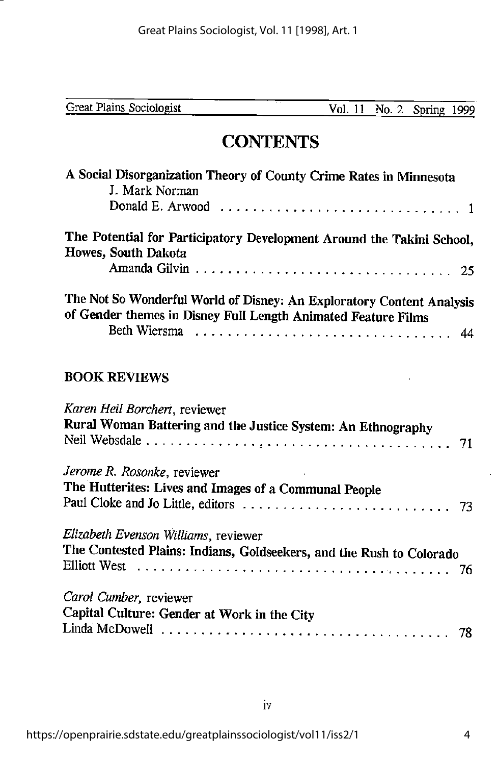# CONTENTS

**A Social Disorganization Theory of County Crime Rates in Minnesota**
J. Mark Norman
Donald E. Arwood . . . . . . . . . . . . . . . . . . . . . . . . . . . . 1

**The Potential for Participatory Development Around the Takini School, Howes, South Dakota**
Amanda Gilvin . . . . . . . . . . . . . . . . . . . . . . . . . . . . . 25

**The Not So Wonderful World of Disney: An Exploratory Content Analysis of Gender themes in Disney Full Length Animated Feature Films**
Beth Wiersma . . . . . . . . . . . . . . . . . . . . . . . . . . . . . 44

## BOOK REVIEWS

*Karen Heil Borchert*, reviewer
**Rural Woman Battering and the Justice System: An Ethnography**
Neil Websdale . . . . . . . . . . . . . . . . . . . . . . . . . . . . . . . . . . . . 71

*Jerome R. Rosonke*, reviewer
**The Hutterites: Lives and Images of a Communal People**
Paul Cloke and Jo Little, editors . . . . . . . . . . . . . . . . . . . . . . . . . 73

*Elizabeth Evenson Williams*, reviewer
**The Contested Plains: Indians, Goldseekers, and the Rush to Colorado**
Elliott West . . . . . . . . . . . . . . . . . . . . . . . . . . . . . . . . . . . . 76

*Carol Cumber*, reviewer
**Capital Culture: Gender at Work in the City**
Linda McDowell . . . . . . . . . . . . . . . . . . . . . . . . . . . . . . . . . . 78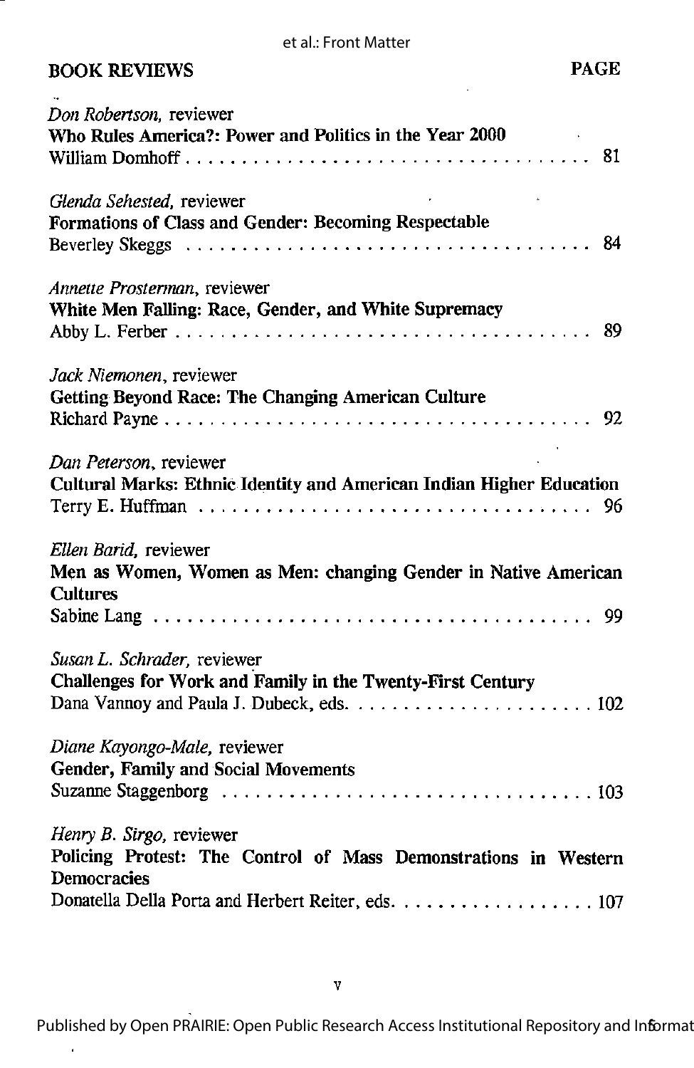## BOOK REVIEWS

PAGE

*Don Robertson,* reviewer
**Who Rules America?: Power and Politics in the Year 2000**
William Domhoff . . . . . . . . . . . . . . . . . . . . . . . . . . . . . . . . . . . . . . 81

*Glenda Sehested,* reviewer
**Formations of Class and Gender: Becoming Respectable**
Beverley Skeggs . . . . . . . . . . . . . . . . . . . . . . . . . . . . . . . . . . . . . . 84

*Annette Prosterman,* reviewer
**White Men Falling: Race, Gender, and White Supremacy**
Abby L. Ferber . . . . . . . . . . . . . . . . . . . . . . . . . . . . . . . . . . . . . . 89

*Jack Niemonen,* reviewer
**Getting Beyond Race: The Changing American Culture**
Richard Payne . . . . . . . . . . . . . . . . . . . . . . . . . . . . . . . . . . . . . . 92

*Dan Peterson,* reviewer
**Cultural Marks: Ethnic Identity and American Indian Higher Education**
Terry E. Huffman . . . . . . . . . . . . . . . . . . . . . . . . . . . . . . . . . . . . 96

*Ellen Barid,* reviewer
**Men as Women, Women as Men: changing Gender in Native American Cultures**
Sabine Lang . . . . . . . . . . . . . . . . . . . . . . . . . . . . . . . . . . . . . . . 99

*Susan L. Schrader,* reviewer
**Challenges for Work and Family in the Twenty-First Century**
Dana Vannoy and Paula J. Dubeck, eds. . . . . . . . . . . . . . . . . . . . . . . 102

*Diane Kayongo-Male,* reviewer
**Gender, Family and Social Movements**
Suzanne Staggenborg . . . . . . . . . . . . . . . . . . . . . . . . . . . . . . . . . 103

*Henry B. Sirgo,* reviewer
**Policing Protest: The Control of Mass Demonstrations in Western Democracies**
Donatella Della Porta and Herbert Reiter, eds. . . . . . . . . . . . . . . . . . . 107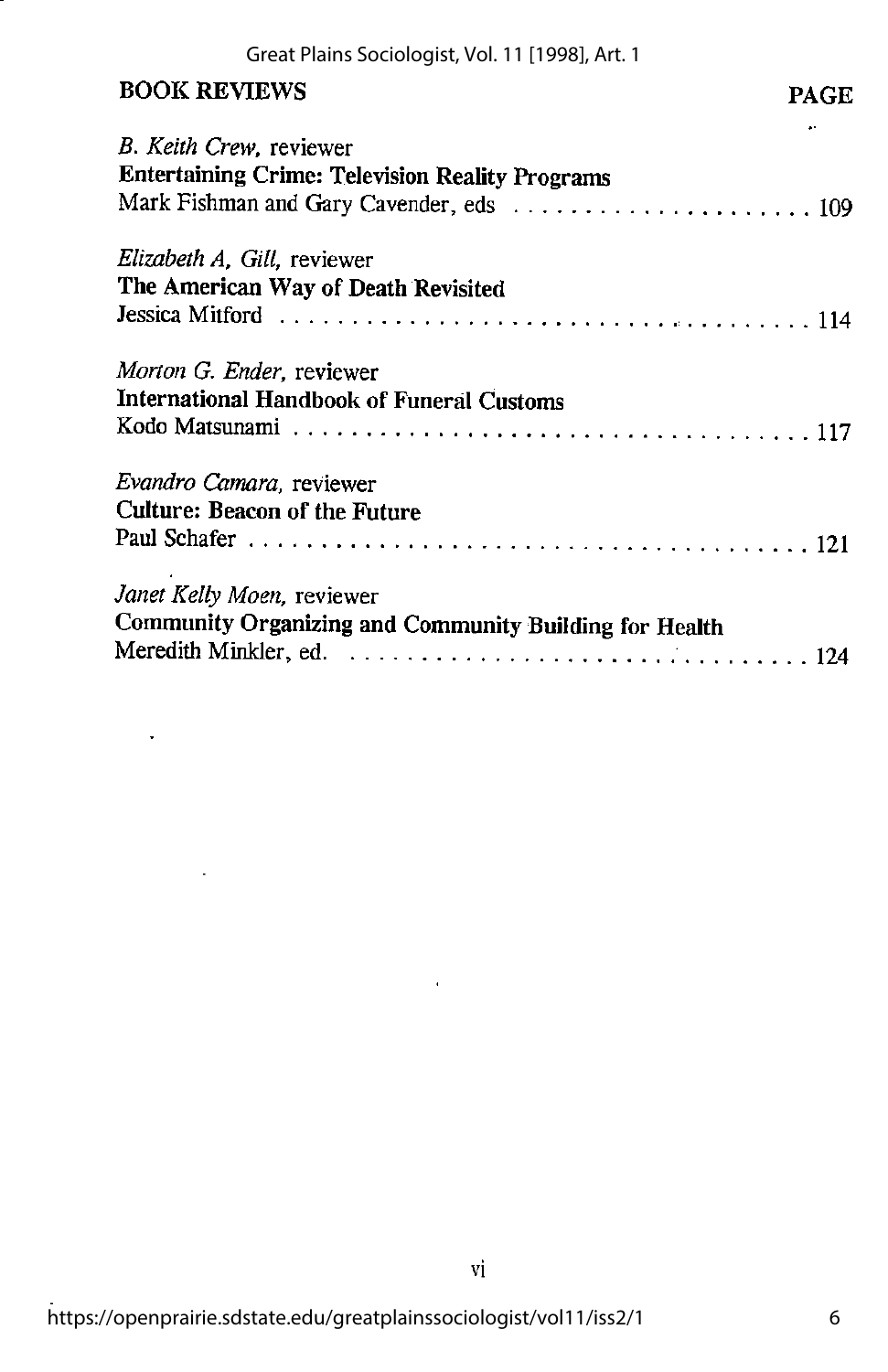## BOOK REVIEWS

PAGE

*B. Keith Crew,* reviewer
**Entertaining Crime: Television Reality Programs**
Mark Fishman and Gary Cavender, eds . . . . . . . . . . . . . . . . . . . . . 109

*Elizabeth A, Gill,* reviewer
**The American Way of Death Revisited**
Jessica Mitford . . . . . . . . . . . . . . . . . . . . . . . . . . . . . . . . . . . . . 114

*Morton G. Ender,* reviewer
**International Handbook of Funeral Customs**
Kodo Matsunami . . . . . . . . . . . . . . . . . . . . . . . . . . . . . . . . . . . . 117

*Evandro Camara,* reviewer
**Culture: Beacon of the Future**
Paul Schafer . . . . . . . . . . . . . . . . . . . . . . . . . . . . . . . . . . . . . . . 121

*Janet Kelly Moen,* reviewer
**Community Organizing and Community Building for Health**
Meredith Minkler, ed. . . . . . . . . . . . . . . . . . . . . . . . . . . . . . . . . 124